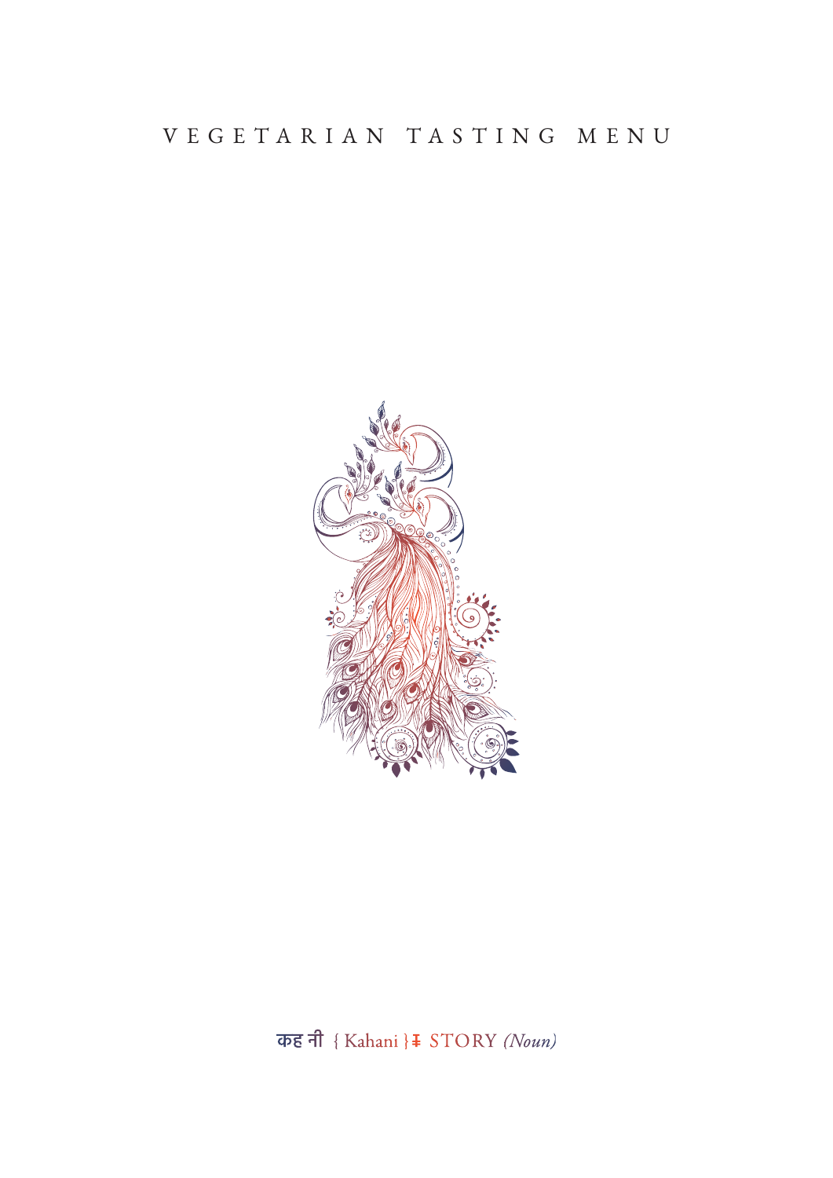# VEGETARIAN TASTING MENU

कहानी { Kahani } ǂ STORY *(Noun)*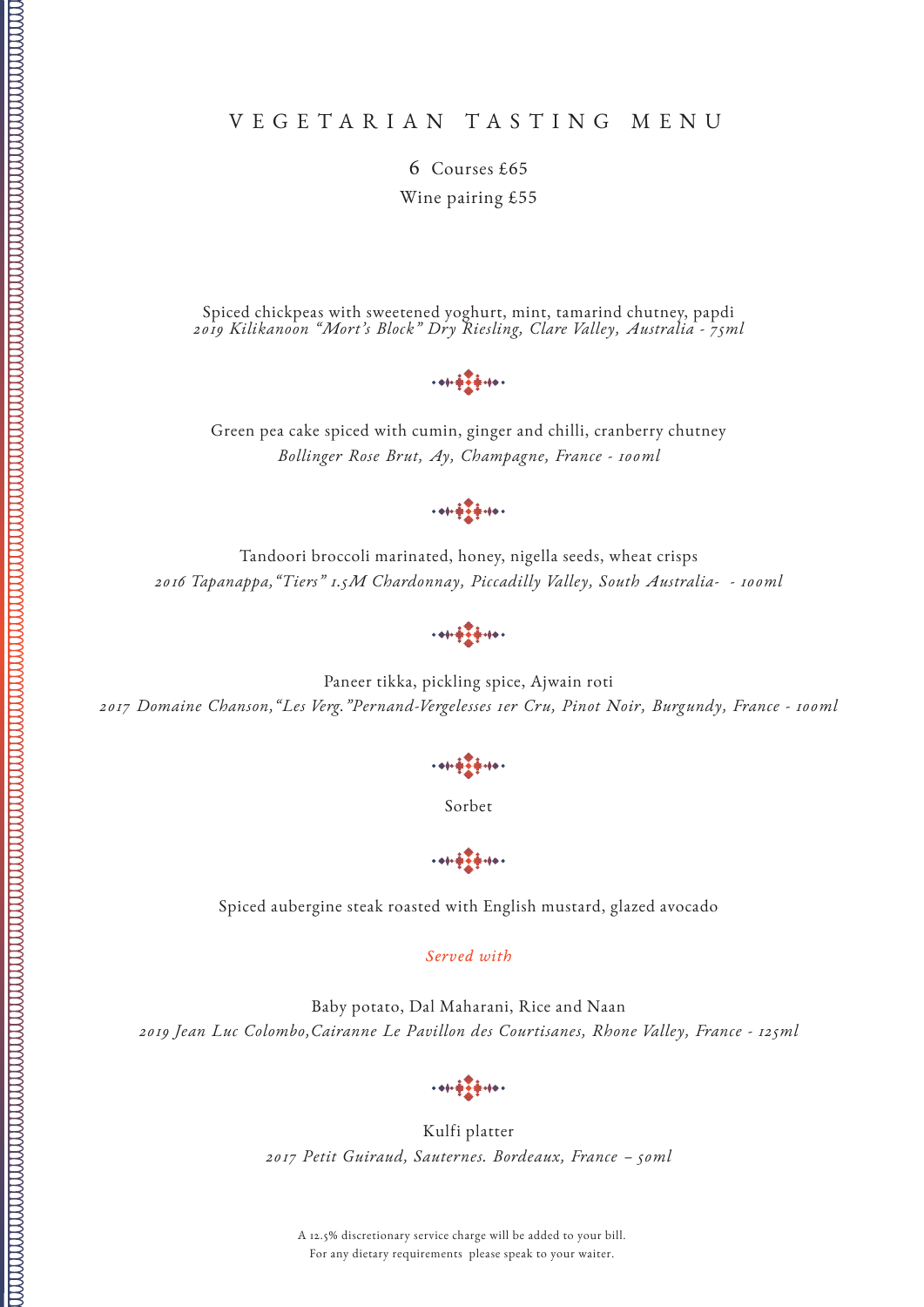# VEGETARIAN TASTING MENU

6 Courses £65

Wine pairing £55

Spiced chickpeas with sweetened yoghurt, mint, tamarind chutney, papdi
*2019 Kilikanoon "Mort's Block" Dry Riesling, Clare Valley, Australia - 75ml*

Green pea cake spiced with cumin, ginger and chilli, cranberry chutney
*Bollinger Rose Brut, Ay, Champagne, France - 100ml*

Tandoori broccoli marinated, honey, nigella seeds, wheat crisps
*2016 Tapanappa, "Tiers" 1.5M Chardonnay, Piccadilly Valley, South Australia- - 100ml*

Paneer tikka, pickling spice, Ajwain roti
*2017 Domaine Chanson, "Les Verg."Pernand-Vergelesses 1er Cru, Pinot Noir, Burgundy, France - 100ml*

Sorbet

Spiced aubergine steak roasted with English mustard, glazed avocado

*Served with*

Baby potato, Dal Maharani, Rice and Naan
*2019 Jean Luc Colombo, Cairanne Le Pavillon des Courtisanes, Rhone Valley, France - 125ml*

Kulfi platter
*2017 Petit Guiraud, Sauternes. Bordeaux, France – 50ml*

A 12.5% discretionary service charge will be added to your bill.
For any dietary requirements please speak to your waiter.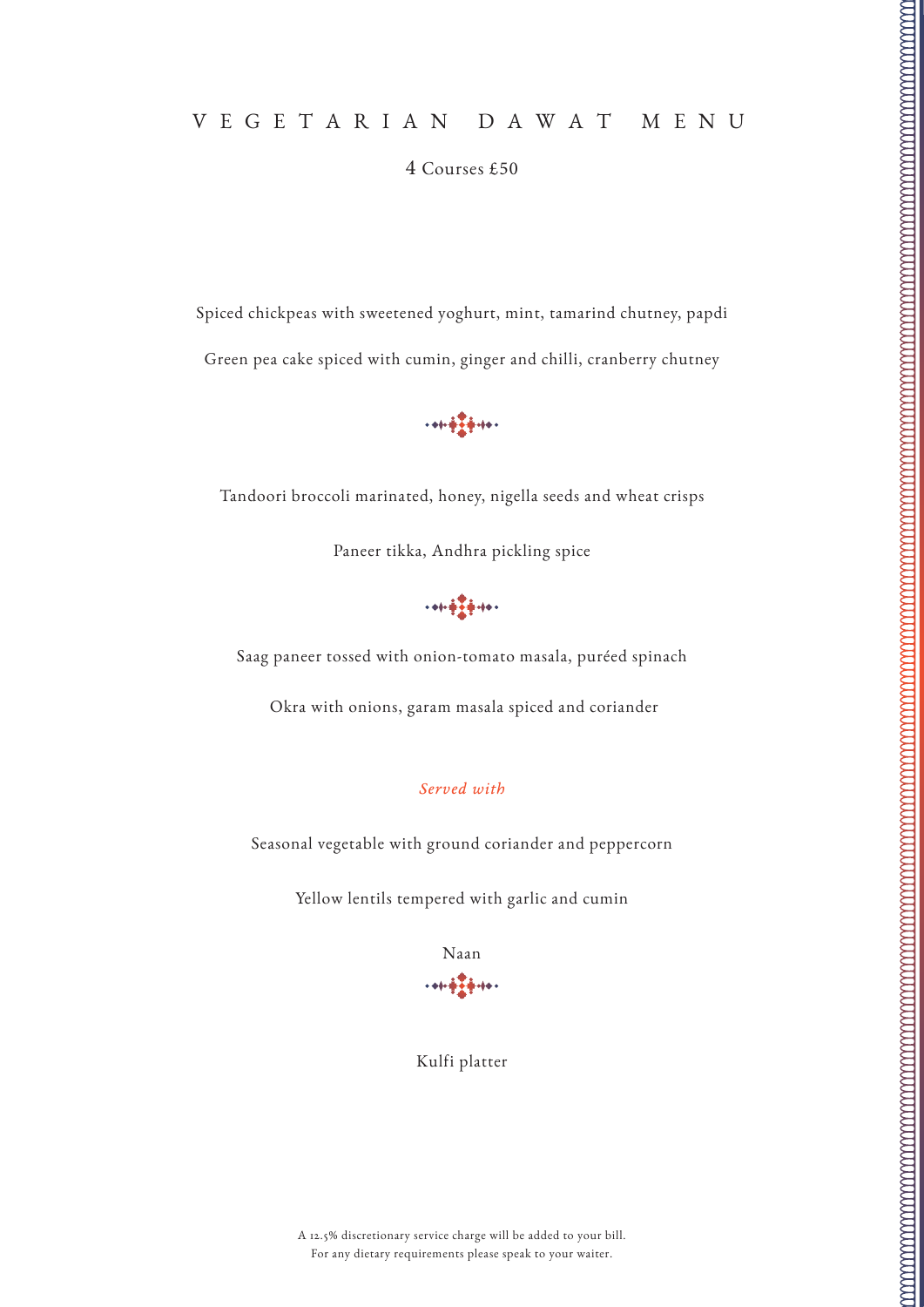# VEGETARIAN DAWAT MENU

4 Courses £50

Spiced chickpeas with sweetened yoghurt, mint, tamarind chutney, papdi

Green pea cake spiced with cumin, ginger and chilli, cranberry chutney

Tandoori broccoli marinated, honey, nigella seeds and wheat crisps

Paneer tikka, Andhra pickling spice

Saag paneer tossed with onion-tomato masala, puréed spinach

Okra with onions, garam masala spiced and coriander

*Served with*

Seasonal vegetable with ground coriander and peppercorn

Yellow lentils tempered with garlic and cumin

Naan

Kulfi platter

A 12.5% discretionary service charge will be added to your bill.
For any dietary requirements please speak to your waiter.